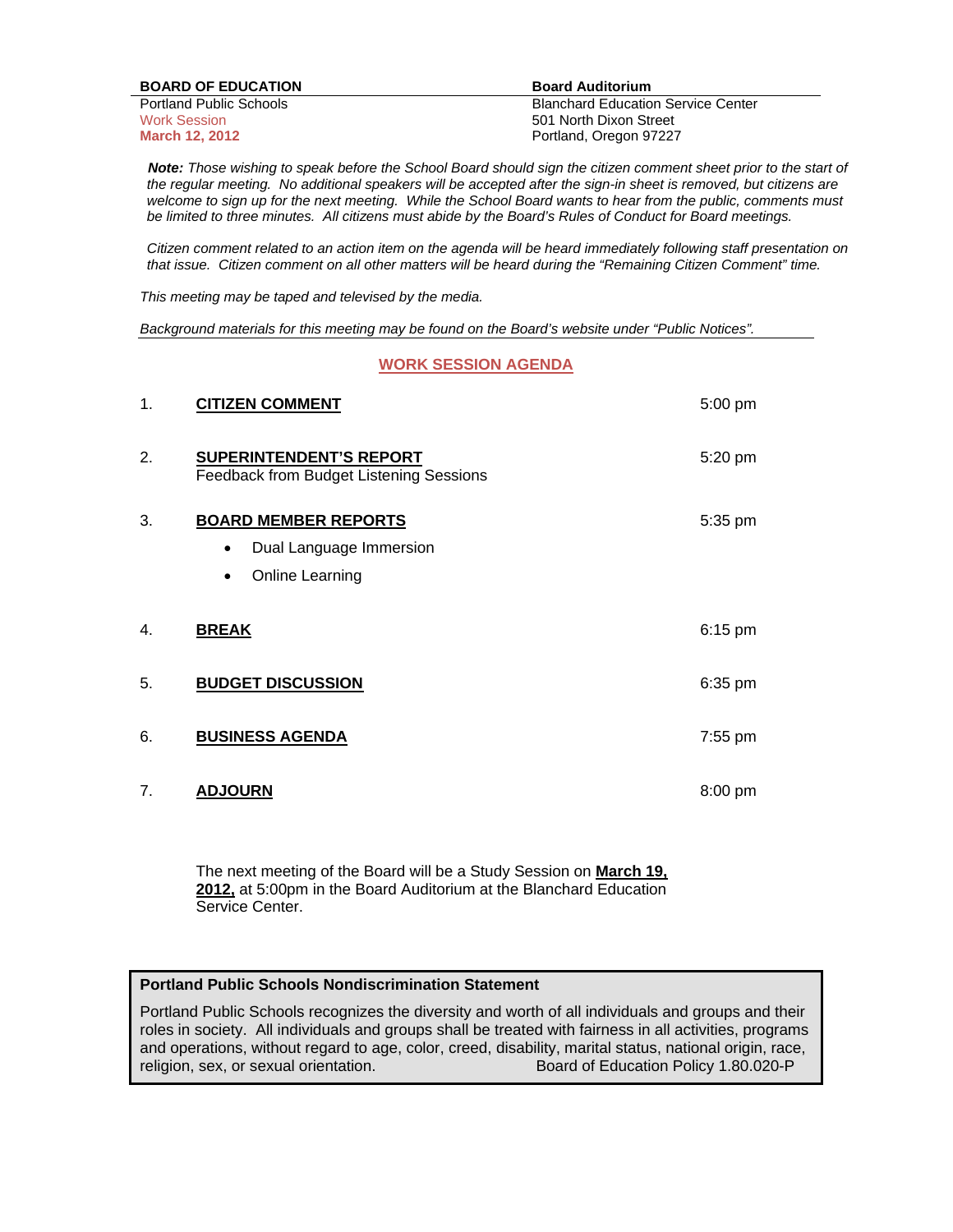**BOARD OF EDUCATION**
Portland Public Schools
Work Session
**March 12, 2012**

**Board Auditorium**
Blanchard Education Service Center
501 North Dixon Street
Portland, Oregon 97227

***Note:*** *Those wishing to speak before the School Board should sign the citizen comment sheet prior to the start of the regular meeting. No additional speakers will be accepted after the sign-in sheet is removed, but citizens are welcome to sign up for the next meeting. While the School Board wants to hear from the public, comments must be limited to three minutes. All citizens must abide by the Board's Rules of Conduct for Board meetings.*

*Citizen comment related to an action item on the agenda will be heard immediately following staff presentation on that issue. Citizen comment on all other matters will be heard during the "Remaining Citizen Comment" time.*

*This meeting may be taped and televised by the media.*

*Background materials for this meeting may be found on the Board's website under "Public Notices".*

## WORK SESSION AGENDA

1. **CITIZEN COMMENT** — 5:00 pm

2. **SUPERINTENDENT'S REPORT** — 5:20 pm
   Feedback from Budget Listening Sessions

3. **BOARD MEMBER REPORTS** — 5:35 pm
   - Dual Language Immersion
   - Online Learning

4. **BREAK** — 6:15 pm

5. **BUDGET DISCUSSION** — 6:35 pm

6. **BUSINESS AGENDA** — 7:55 pm

7. **ADJOURN** — 8:00 pm

The next meeting of the Board will be a Study Session on **March 19, 2012,** at 5:00pm in the Board Auditorium at the Blanchard Education Service Center.

**Portland Public Schools Nondiscrimination Statement**

Portland Public Schools recognizes the diversity and worth of all individuals and groups and their roles in society. All individuals and groups shall be treated with fairness in all activities, programs and operations, without regard to age, color, creed, disability, marital status, national origin, race, religion, sex, or sexual orientation. Board of Education Policy 1.80.020-P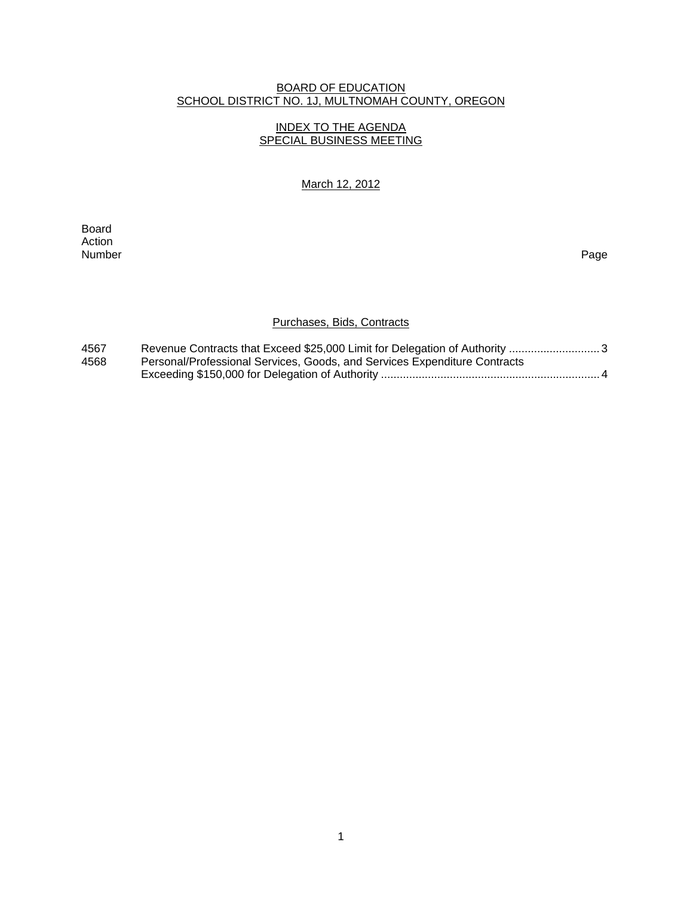BOARD OF EDUCATION
SCHOOL DISTRICT NO. 1J, MULTNOMAH COUNTY, OREGON

INDEX TO THE AGENDA
SPECIAL BUSINESS MEETING

March 12, 2012

| Board Action Number | | Page |
|---|---|---|
| | **Purchases, Bids, Contracts** | |
| 4567 | Revenue Contracts that Exceed $25,000 Limit for Delegation of Authority | 3 |
| 4568 | Personal/Professional Services, Goods, and Services Expenditure Contracts Exceeding $150,000 for Delegation of Authority | 4 |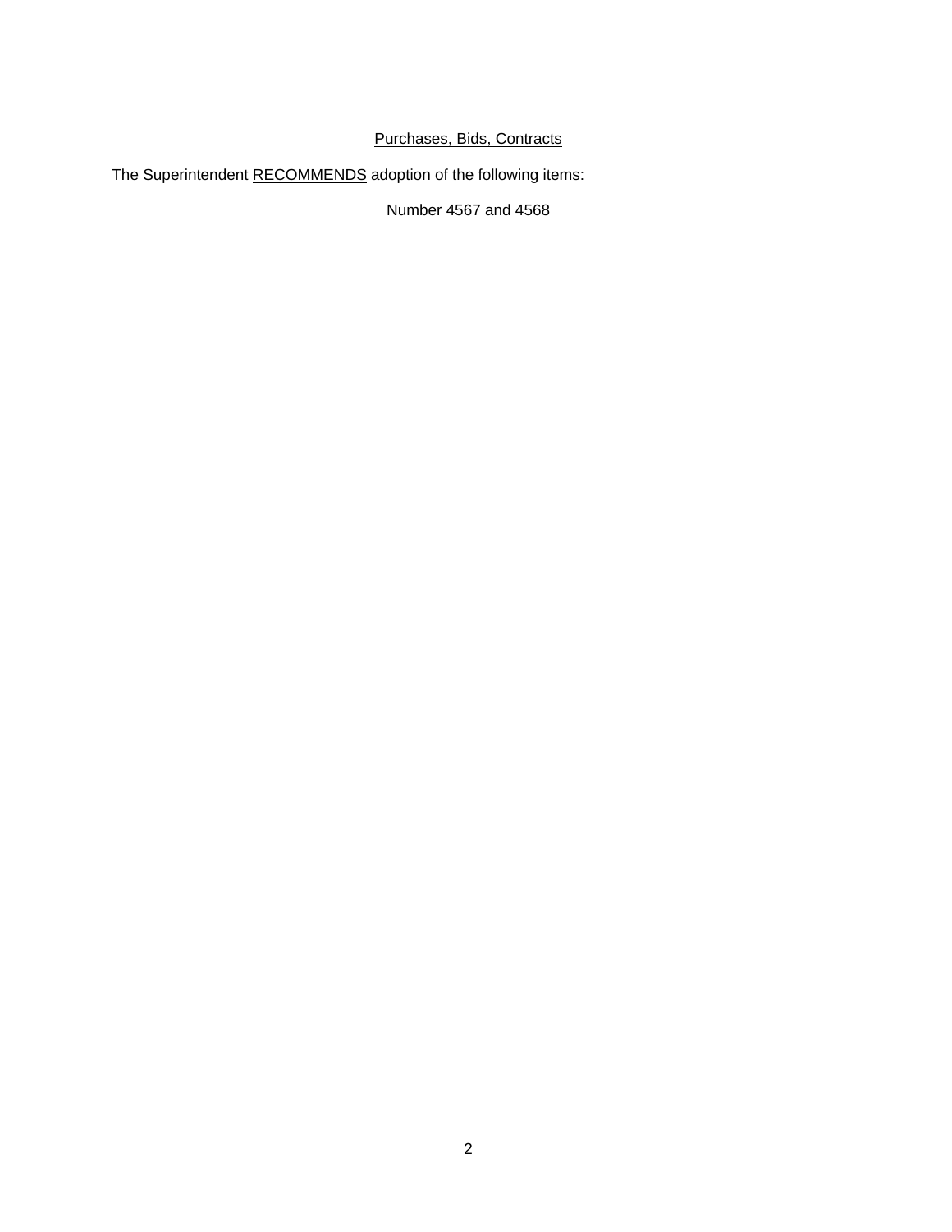## Purchases, Bids, Contracts

The Superintendent RECOMMENDS adoption of the following items:

Number 4567 and 4568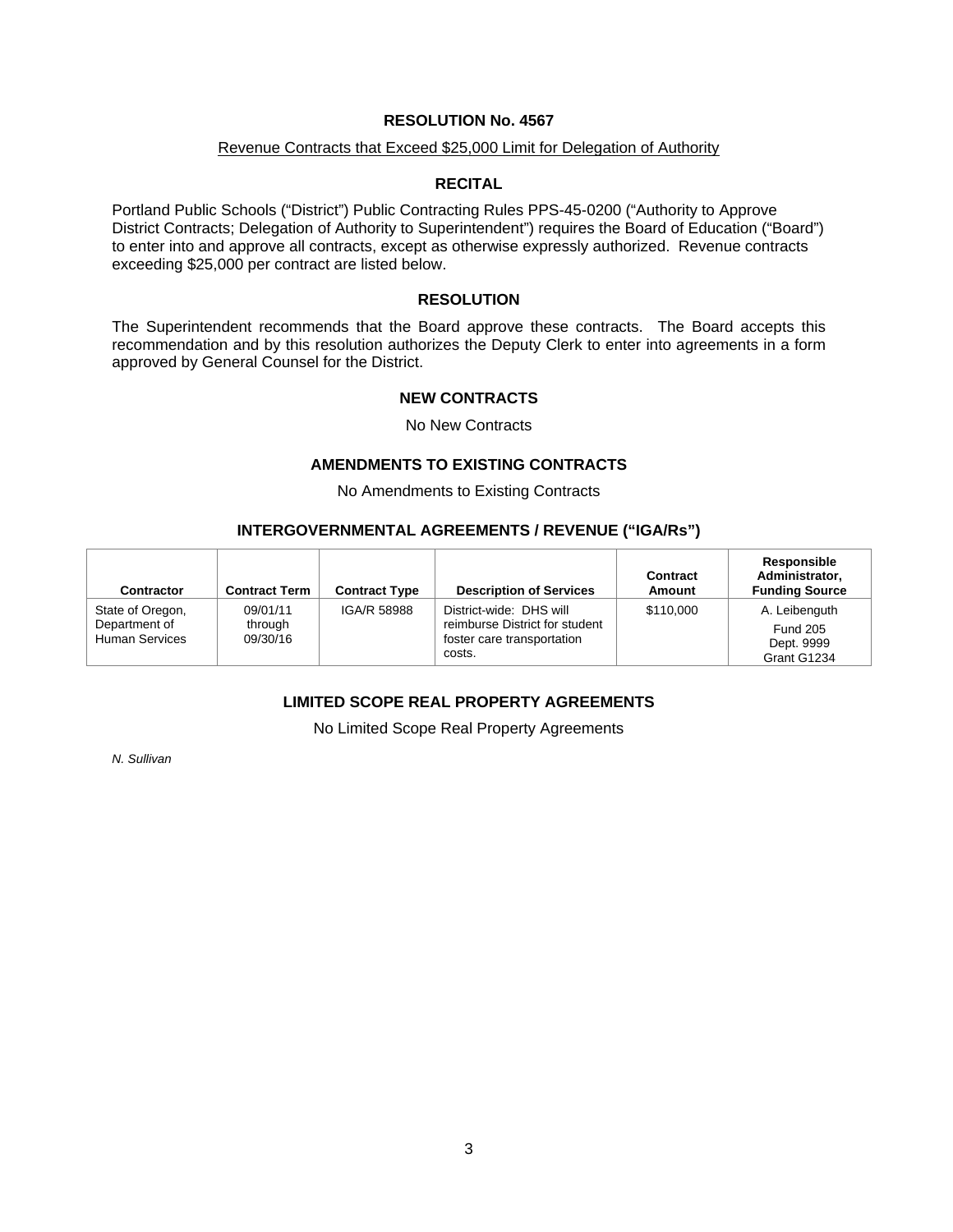# RESOLUTION No. 4567

Revenue Contracts that Exceed $25,000 Limit for Delegation of Authority

## RECITAL

Portland Public Schools ("District") Public Contracting Rules PPS-45-0200 ("Authority to Approve District Contracts; Delegation of Authority to Superintendent") requires the Board of Education ("Board") to enter into and approve all contracts, except as otherwise expressly authorized. Revenue contracts exceeding $25,000 per contract are listed below.

## RESOLUTION

The Superintendent recommends that the Board approve these contracts. The Board accepts this recommendation and by this resolution authorizes the Deputy Clerk to enter into agreements in a form approved by General Counsel for the District.

## NEW CONTRACTS

No New Contracts

## AMENDMENTS TO EXISTING CONTRACTS

No Amendments to Existing Contracts

## INTERGOVERNMENTAL AGREEMENTS / REVENUE ("IGA/Rs")

| Contractor | Contract Term | Contract Type | Description of Services | Contract Amount | Responsible Administrator, Funding Source |
|---|---|---|---|---|---|
| State of Oregon, Department of Human Services | 09/01/11 through 09/30/16 | IGA/R 58988 | District-wide: DHS will reimburse District for student foster care transportation costs. | $110,000 | A. Leibenguth Fund 205 Dept. 9999 Grant G1234 |

## LIMITED SCOPE REAL PROPERTY AGREEMENTS

No Limited Scope Real Property Agreements

*N. Sullivan*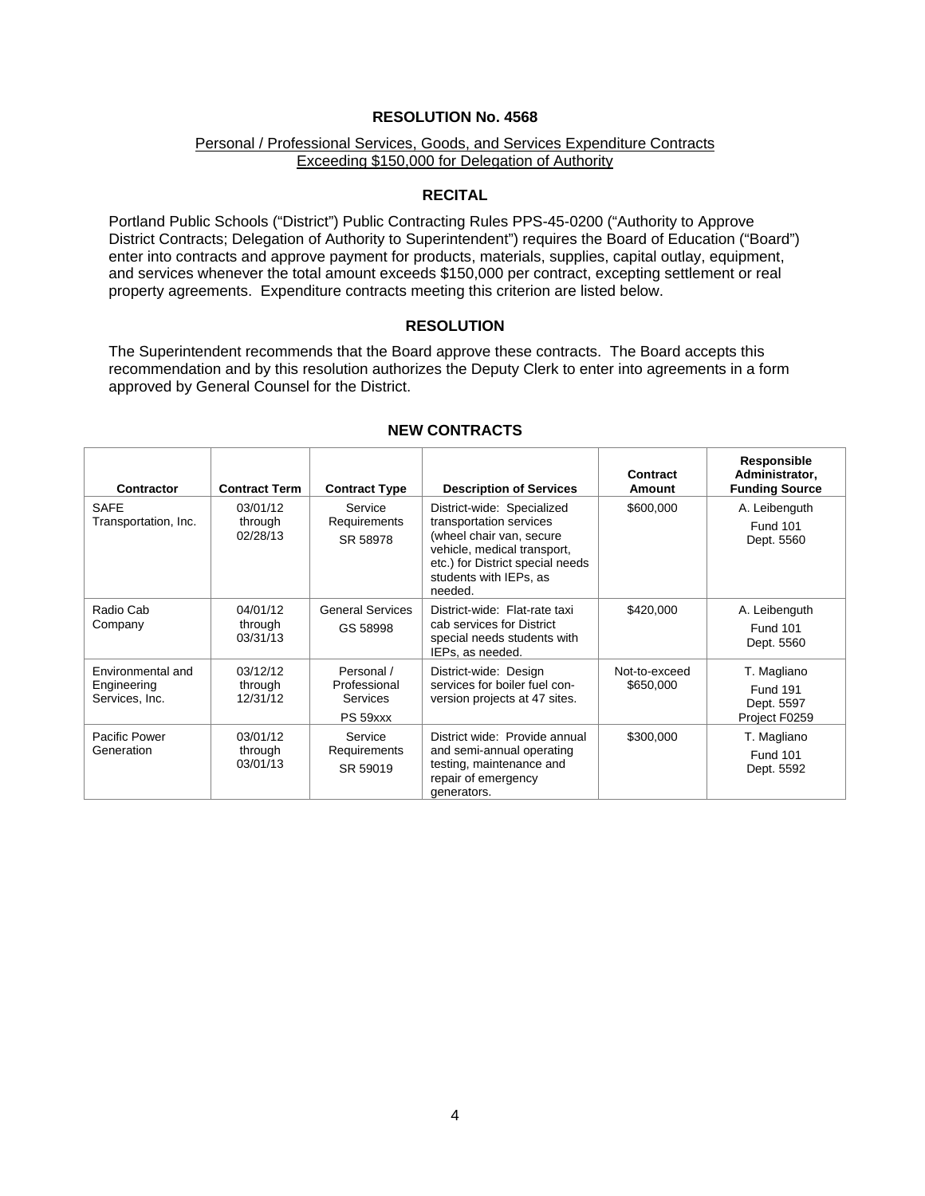# RESOLUTION No. 4568

Personal / Professional Services, Goods, and Services Expenditure Contracts Exceeding $150,000 for Delegation of Authority

## RECITAL

Portland Public Schools ("District") Public Contracting Rules PPS-45-0200 ("Authority to Approve District Contracts; Delegation of Authority to Superintendent") requires the Board of Education ("Board") enter into contracts and approve payment for products, materials, supplies, capital outlay, equipment, and services whenever the total amount exceeds $150,000 per contract, excepting settlement or real property agreements. Expenditure contracts meeting this criterion are listed below.

## RESOLUTION

The Superintendent recommends that the Board approve these contracts. The Board accepts this recommendation and by this resolution authorizes the Deputy Clerk to enter into agreements in a form approved by General Counsel for the District.

## NEW CONTRACTS

| Contractor | Contract Term | Contract Type | Description of Services | Contract Amount | Responsible Administrator, Funding Source |
|---|---|---|---|---|---|
| SAFE Transportation, Inc. | 03/01/12 through 02/28/13 | Service Requirements SR 58978 | District-wide: Specialized transportation services (wheel chair van, secure vehicle, medical transport, etc.) for District special needs students with IEPs, as needed. | $600,000 | A. Leibenguth Fund 101 Dept. 5560 |
| Radio Cab Company | 04/01/12 through 03/31/13 | General Services GS 58998 | District-wide: Flat-rate taxi cab services for District special needs students with IEPs, as needed. | $420,000 | A. Leibenguth Fund 101 Dept. 5560 |
| Environmental and Engineering Services, Inc. | 03/12/12 through 12/31/12 | Personal / Professional Services PS 59xxx | District-wide: Design services for boiler fuel conversion projects at 47 sites. | Not-to-exceed $650,000 | T. Magliano Fund 191 Dept. 5597 Project F0259 |
| Pacific Power Generation | 03/01/12 through 03/01/13 | Service Requirements SR 59019 | District wide: Provide annual and semi-annual operating testing, maintenance and repair of emergency generators. | $300,000 | T. Magliano Fund 101 Dept. 5592 |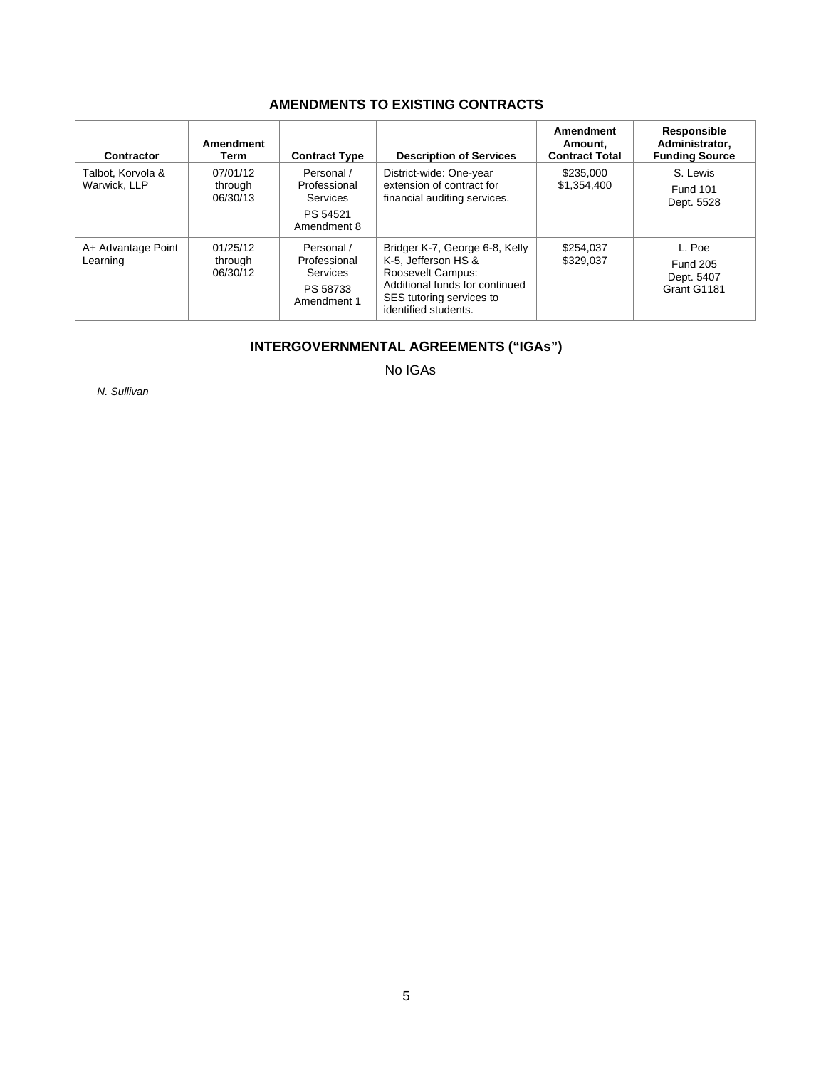## AMENDMENTS TO EXISTING CONTRACTS

| Contractor | Amendment Term | Contract Type | Description of Services | Amendment Amount, Contract Total | Responsible Administrator, Funding Source |
|---|---|---|---|---|---|
| Talbot, Korvola & Warwick, LLP | 07/01/12 through 06/30/13 | Personal / Professional Services<br>PS 54521 Amendment 8 | District-wide: One-year extension of contract for financial auditing services. | $235,000<br>$1,354,400 | S. Lewis<br>Fund 101<br>Dept. 5528 |
| A+ Advantage Point Learning | 01/25/12 through 06/30/12 | Personal / Professional Services<br>PS 58733 Amendment 1 | Bridger K-7, George 6-8, Kelly K-5, Jefferson HS & Roosevelt Campus: Additional funds for continued SES tutoring services to identified students. | $254,037<br>$329,037 | L. Poe<br>Fund 205<br>Dept. 5407<br>Grant G1181 |

## INTERGOVERNMENTAL AGREEMENTS ("IGAs")

No IGAs

*N. Sullivan*